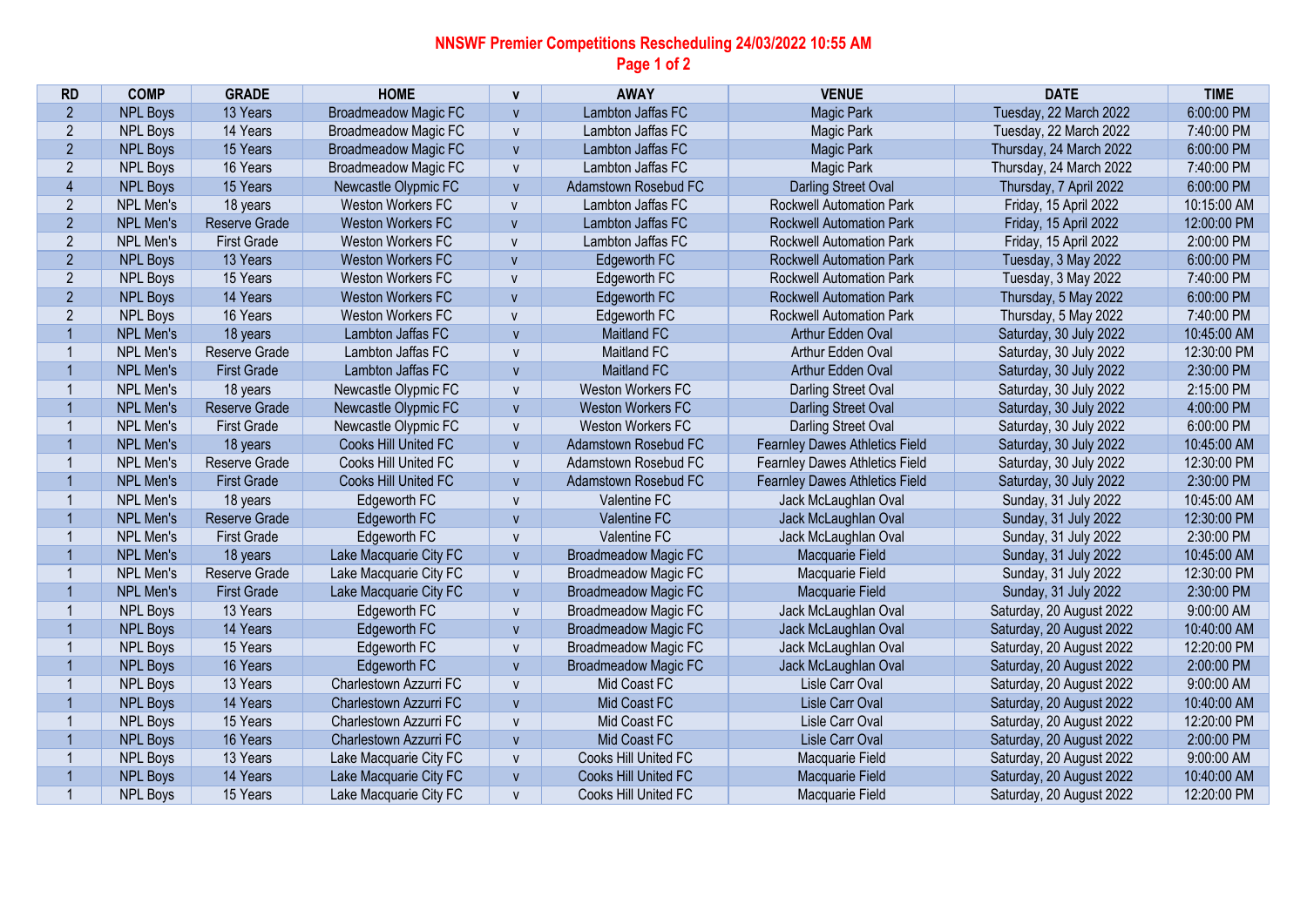# NNSWF Premier Competitions Rescheduling 24/03/2022 10:55 AM

| RD | COMP | GRADE | HOME | v | AWAY | VENUE | DATE | TIME |
|---|---|---|---|---|---|---|---|---|
| 2 | NPL Boys | 13 Years | Broadmeadow Magic FC | v | Lambton Jaffas FC | Magic Park | Tuesday, 22 March 2022 | 6:00:00 PM |
| 2 | NPL Boys | 14 Years | Broadmeadow Magic FC | v | Lambton Jaffas FC | Magic Park | Tuesday, 22 March 2022 | 7:40:00 PM |
| 2 | NPL Boys | 15 Years | Broadmeadow Magic FC | v | Lambton Jaffas FC | Magic Park | Thursday, 24 March 2022 | 6:00:00 PM |
| 2 | NPL Boys | 16 Years | Broadmeadow Magic FC | v | Lambton Jaffas FC | Magic Park | Thursday, 24 March 2022 | 7:40:00 PM |
| 4 | NPL Boys | 15 Years | Newcastle Olympic FC | v | Adamstown Rosebud FC | Darling Street Oval | Thursday, 7 April 2022 | 6:00:00 PM |
| 2 | NPL Men's | 18 years | Weston Workers FC | v | Lambton Jaffas FC | Rockwell Automation Park | Friday, 15 April 2022 | 10:15:00 AM |
| 2 | NPL Men's | Reserve Grade | Weston Workers FC | v | Lambton Jaffas FC | Rockwell Automation Park | Friday, 15 April 2022 | 12:00:00 PM |
| 2 | NPL Men's | First Grade | Weston Workers FC | v | Lambton Jaffas FC | Rockwell Automation Park | Friday, 15 April 2022 | 2:00:00 PM |
| 2 | NPL Boys | 13 Years | Weston Workers FC | v | Edgeworth FC | Rockwell Automation Park | Tuesday, 3 May 2022 | 6:00:00 PM |
| 2 | NPL Boys | 15 Years | Weston Workers FC | v | Edgeworth FC | Rockwell Automation Park | Tuesday, 3 May 2022 | 7:40:00 PM |
| 2 | NPL Boys | 14 Years | Weston Workers FC | v | Edgeworth FC | Rockwell Automation Park | Thursday, 5 May 2022 | 6:00:00 PM |
| 2 | NPL Boys | 16 Years | Weston Workers FC | v | Edgeworth FC | Rockwell Automation Park | Thursday, 5 May 2022 | 7:40:00 PM |
| 1 | NPL Men's | 18 years | Lambton Jaffas FC | v | Maitland FC | Arthur Edden Oval | Saturday, 30 July 2022 | 10:45:00 AM |
| 1 | NPL Men's | Reserve Grade | Lambton Jaffas FC | v | Maitland FC | Arthur Edden Oval | Saturday, 30 July 2022 | 12:30:00 PM |
| 1 | NPL Men's | First Grade | Lambton Jaffas FC | v | Maitland FC | Arthur Edden Oval | Saturday, 30 July 2022 | 2:30:00 PM |
| 1 | NPL Men's | 18 years | Newcastle Olympic FC | v | Weston Workers FC | Darling Street Oval | Saturday, 30 July 2022 | 2:15:00 PM |
| 1 | NPL Men's | Reserve Grade | Newcastle Olympic FC | v | Weston Workers FC | Darling Street Oval | Saturday, 30 July 2022 | 4:00:00 PM |
| 1 | NPL Men's | First Grade | Newcastle Olympic FC | v | Weston Workers FC | Darling Street Oval | Saturday, 30 July 2022 | 6:00:00 PM |
| 1 | NPL Men's | 18 years | Cooks Hill United FC | v | Adamstown Rosebud FC | Fearnley Dawes Athletics Field | Saturday, 30 July 2022 | 10:45:00 AM |
| 1 | NPL Men's | Reserve Grade | Cooks Hill United FC | v | Adamstown Rosebud FC | Fearnley Dawes Athletics Field | Saturday, 30 July 2022 | 12:30:00 PM |
| 1 | NPL Men's | First Grade | Cooks Hill United FC | v | Adamstown Rosebud FC | Fearnley Dawes Athletics Field | Saturday, 30 July 2022 | 2:30:00 PM |
| 1 | NPL Men's | 18 years | Edgeworth FC | v | Valentine FC | Jack McLaughlan Oval | Sunday, 31 July 2022 | 10:45:00 AM |
| 1 | NPL Men's | Reserve Grade | Edgeworth FC | v | Valentine FC | Jack McLaughlan Oval | Sunday, 31 July 2022 | 12:30:00 PM |
| 1 | NPL Men's | First Grade | Edgeworth FC | v | Valentine FC | Jack McLaughlan Oval | Sunday, 31 July 2022 | 2:30:00 PM |
| 1 | NPL Men's | 18 years | Lake Macquarie City FC | v | Broadmeadow Magic FC | Macquarie Field | Sunday, 31 July 2022 | 10:45:00 AM |
| 1 | NPL Men's | Reserve Grade | Lake Macquarie City FC | v | Broadmeadow Magic FC | Macquarie Field | Sunday, 31 July 2022 | 12:30:00 PM |
| 1 | NPL Men's | First Grade | Lake Macquarie City FC | v | Broadmeadow Magic FC | Macquarie Field | Sunday, 31 July 2022 | 2:30:00 PM |
| 1 | NPL Boys | 13 Years | Edgeworth FC | v | Broadmeadow Magic FC | Jack McLaughlan Oval | Saturday, 20 August 2022 | 9:00:00 AM |
| 1 | NPL Boys | 14 Years | Edgeworth FC | v | Broadmeadow Magic FC | Jack McLaughlan Oval | Saturday, 20 August 2022 | 10:40:00 AM |
| 1 | NPL Boys | 15 Years | Edgeworth FC | v | Broadmeadow Magic FC | Jack McLaughlan Oval | Saturday, 20 August 2022 | 12:20:00 PM |
| 1 | NPL Boys | 16 Years | Edgeworth FC | v | Broadmeadow Magic FC | Jack McLaughlan Oval | Saturday, 20 August 2022 | 2:00:00 PM |
| 1 | NPL Boys | 13 Years | Charlestown Azzurri FC | v | Mid Coast FC | Lisle Carr Oval | Saturday, 20 August 2022 | 9:00:00 AM |
| 1 | NPL Boys | 14 Years | Charlestown Azzurri FC | v | Mid Coast FC | Lisle Carr Oval | Saturday, 20 August 2022 | 10:40:00 AM |
| 1 | NPL Boys | 15 Years | Charlestown Azzurri FC | v | Mid Coast FC | Lisle Carr Oval | Saturday, 20 August 2022 | 12:20:00 PM |
| 1 | NPL Boys | 16 Years | Charlestown Azzurri FC | v | Mid Coast FC | Lisle Carr Oval | Saturday, 20 August 2022 | 2:00:00 PM |
| 1 | NPL Boys | 13 Years | Lake Macquarie City FC | v | Cooks Hill United FC | Macquarie Field | Saturday, 20 August 2022 | 9:00:00 AM |
| 1 | NPL Boys | 14 Years | Lake Macquarie City FC | v | Cooks Hill United FC | Macquarie Field | Saturday, 20 August 2022 | 10:40:00 AM |
| 1 | NPL Boys | 15 Years | Lake Macquarie City FC | v | Cooks Hill United FC | Macquarie Field | Saturday, 20 August 2022 | 12:20:00 PM |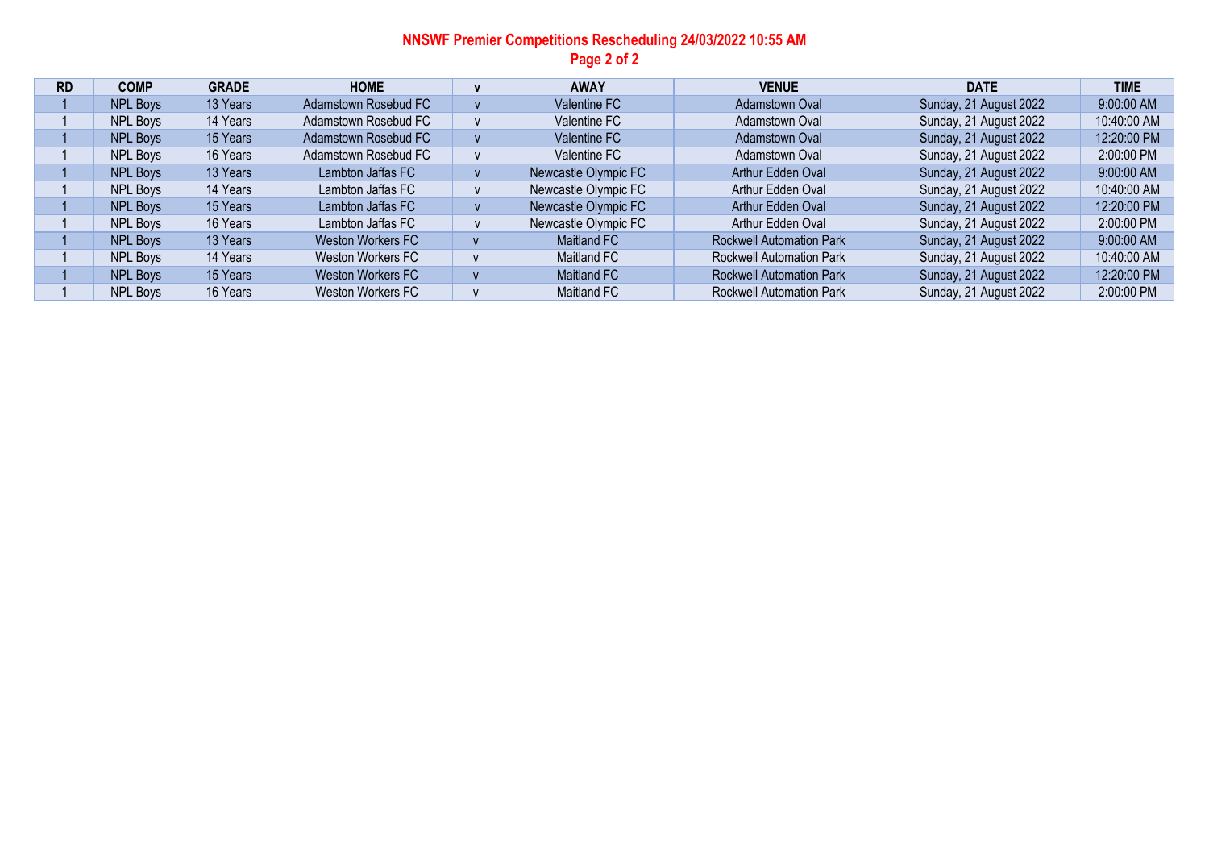# NNSWF Premier Competitions Rescheduling 24/03/2022 10:55 AM

| RD | COMP | GRADE | HOME | v | AWAY | VENUE | DATE | TIME |
|---|---|---|---|---|---|---|---|---|
| 1 | NPL Boys | 13 Years | Adamstown Rosebud FC | v | Valentine FC | Adamstown Oval | Sunday, 21 August 2022 | 9:00:00 AM |
| 1 | NPL Boys | 14 Years | Adamstown Rosebud FC | v | Valentine FC | Adamstown Oval | Sunday, 21 August 2022 | 10:40:00 AM |
| 1 | NPL Boys | 15 Years | Adamstown Rosebud FC | v | Valentine FC | Adamstown Oval | Sunday, 21 August 2022 | 12:20:00 PM |
| 1 | NPL Boys | 16 Years | Adamstown Rosebud FC | v | Valentine FC | Adamstown Oval | Sunday, 21 August 2022 | 2:00:00 PM |
| 1 | NPL Boys | 13 Years | Lambton Jaffas FC | v | Newcastle Olympic FC | Arthur Edden Oval | Sunday, 21 August 2022 | 9:00:00 AM |
| 1 | NPL Boys | 14 Years | Lambton Jaffas FC | v | Newcastle Olympic FC | Arthur Edden Oval | Sunday, 21 August 2022 | 10:40:00 AM |
| 1 | NPL Boys | 15 Years | Lambton Jaffas FC | v | Newcastle Olympic FC | Arthur Edden Oval | Sunday, 21 August 2022 | 12:20:00 PM |
| 1 | NPL Boys | 16 Years | Lambton Jaffas FC | v | Newcastle Olympic FC | Arthur Edden Oval | Sunday, 21 August 2022 | 2:00:00 PM |
| 1 | NPL Boys | 13 Years | Weston Workers FC | v | Maitland FC | Rockwell Automation Park | Sunday, 21 August 2022 | 9:00:00 AM |
| 1 | NPL Boys | 14 Years | Weston Workers FC | v | Maitland FC | Rockwell Automation Park | Sunday, 21 August 2022 | 10:40:00 AM |
| 1 | NPL Boys | 15 Years | Weston Workers FC | v | Maitland FC | Rockwell Automation Park | Sunday, 21 August 2022 | 12:20:00 PM |
| 1 | NPL Boys | 16 Years | Weston Workers FC | v | Maitland FC | Rockwell Automation Park | Sunday, 21 August 2022 | 2:00:00 PM |